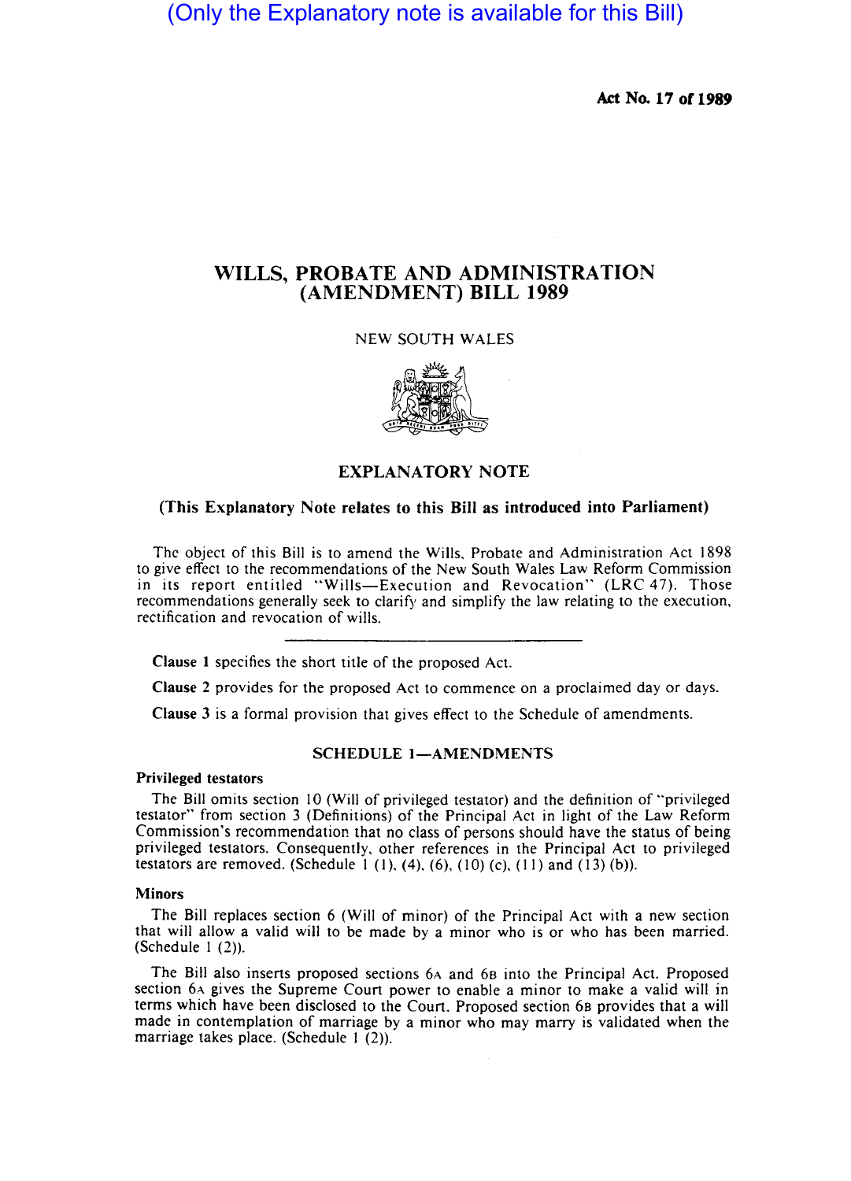(Only the Explanatory note is available for this Bill)

**Act No. 17 of 1989**

# WILLS, PROBATE AND ADMINISTRATION (AMENDMENT) BILL 1989

NEW SOUTH WALES

## EXPLANATORY NOTE

**(This Explanatory Note relates to this Bill as introduced into Parliament)**

The object of this Bill is to amend the Wills, Probate and Administration Act 1898 to give effect to the recommendations of the New South Wales Law Reform Commission in its report entitled "Wills—Execution and Revocation" (LRC 47). Those recommendations generally seek to clarify and simplify the law relating to the execution, rectification and revocation of wills.

---

**Clause 1** specifies the short title of the proposed Act.

**Clause 2** provides for the proposed Act to commence on a proclaimed day or days.

**Clause 3** is a formal provision that gives effect to the Schedule of amendments.

### SCHEDULE 1—AMENDMENTS

**Privileged testators**

The Bill omits section 10 (Will of privileged testator) and the definition of "privileged testator" from section 3 (Definitions) of the Principal Act in light of the Law Reform Commission's recommendation that no class of persons should have the status of being privileged testators. Consequently, other references in the Principal Act to privileged testators are removed. (Schedule 1 (1), (4), (6), (10) (c), (11) and (13) (b)).

**Minors**

The Bill replaces section 6 (Will of minor) of the Principal Act with a new section that will allow a valid will to be made by a minor who is or who has been married. (Schedule 1 (2)).

The Bill also inserts proposed sections 6A and 6B into the Principal Act. Proposed section 6A gives the Supreme Court power to enable a minor to make a valid will in terms which have been disclosed to the Court. Proposed section 6B provides that a will made in contemplation of marriage by a minor who may marry is validated when the marriage takes place. (Schedule 1 (2)).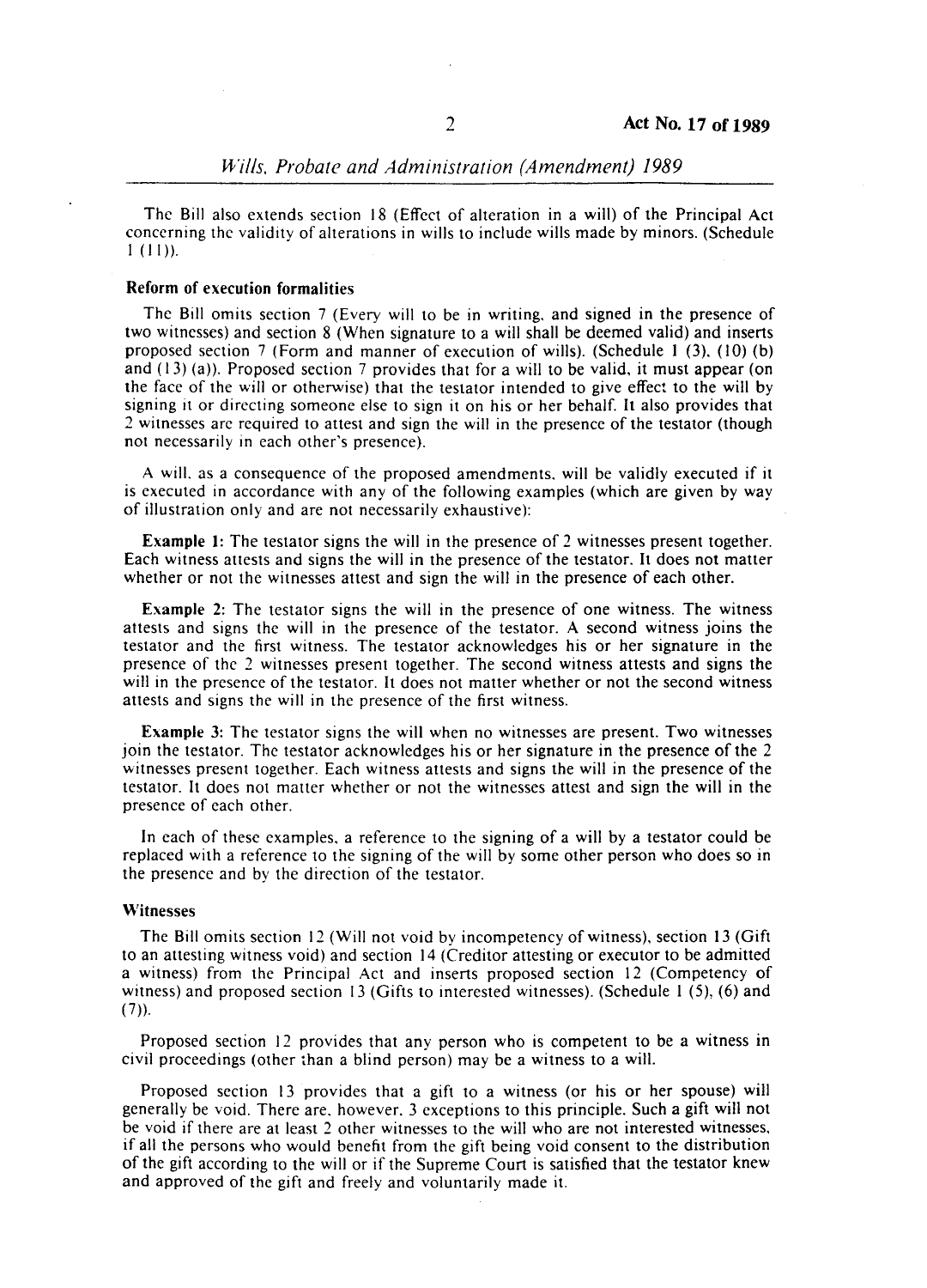The Bill also extends section 18 (Effect of alteration in a will) of the Principal Act concerning the validity of alterations in wills to include wills made by minors. (Schedule 1 (11)).

### Reform of execution formalities

The Bill omits section 7 (Every will to be in writing, and signed in the presence of two witnesses) and section 8 (When signature to a will shall be deemed valid) and inserts proposed section 7 (Form and manner of execution of wills). (Schedule 1 (3), (10) (b) and (13) (a)). Proposed section 7 provides that for a will to be valid, it must appear (on the face of the will or otherwise) that the testator intended to give effect to the will by signing it or directing someone else to sign it on his or her behalf. It also provides that 2 witnesses are required to attest and sign the will in the presence of the testator (though not necessarily in each other's presence).

A will, as a consequence of the proposed amendments, will be validly executed if it is executed in accordance with any of the following examples (which are given by way of illustration only and are not necessarily exhaustive):

**Example 1:** The testator signs the will in the presence of 2 witnesses present together. Each witness attests and signs the will in the presence of the testator. It does not matter whether or not the witnesses attest and sign the will in the presence of each other.

**Example 2:** The testator signs the will in the presence of one witness. The witness attests and signs the will in the presence of the testator. A second witness joins the testator and the first witness. The testator acknowledges his or her signature in the presence of the 2 witnesses present together. The second witness attests and signs the will in the presence of the testator. It does not matter whether or not the second witness attests and signs the will in the presence of the first witness.

**Example 3:** The testator signs the will when no witnesses are present. Two witnesses join the testator. The testator acknowledges his or her signature in the presence of the 2 witnesses present together. Each witness attests and signs the will in the presence of the testator. It does not matter whether or not the witnesses attest and sign the will in the presence of each other.

In each of these examples, a reference to the signing of a will by a testator could be replaced with a reference to the signing of the will by some other person who does so in the presence and by the direction of the testator.

### Witnesses

The Bill omits section 12 (Will not void by incompetency of witness), section 13 (Gift to an attesting witness void) and section 14 (Creditor attesting or executor to be admitted a witness) from the Principal Act and inserts proposed section 12 (Competency of witness) and proposed section 13 (Gifts to interested witnesses). (Schedule 1 (5), (6) and (7)).

Proposed section 12 provides that any person who is competent to be a witness in civil proceedings (other than a blind person) may be a witness to a will.

Proposed section 13 provides that a gift to a witness (or his or her spouse) will generally be void. There are, however, 3 exceptions to this principle. Such a gift will not be void if there are at least 2 other witnesses to the will who are not interested witnesses, if all the persons who would benefit from the gift being void consent to the distribution of the gift according to the will or if the Supreme Court is satisfied that the testator knew and approved of the gift and freely and voluntarily made it.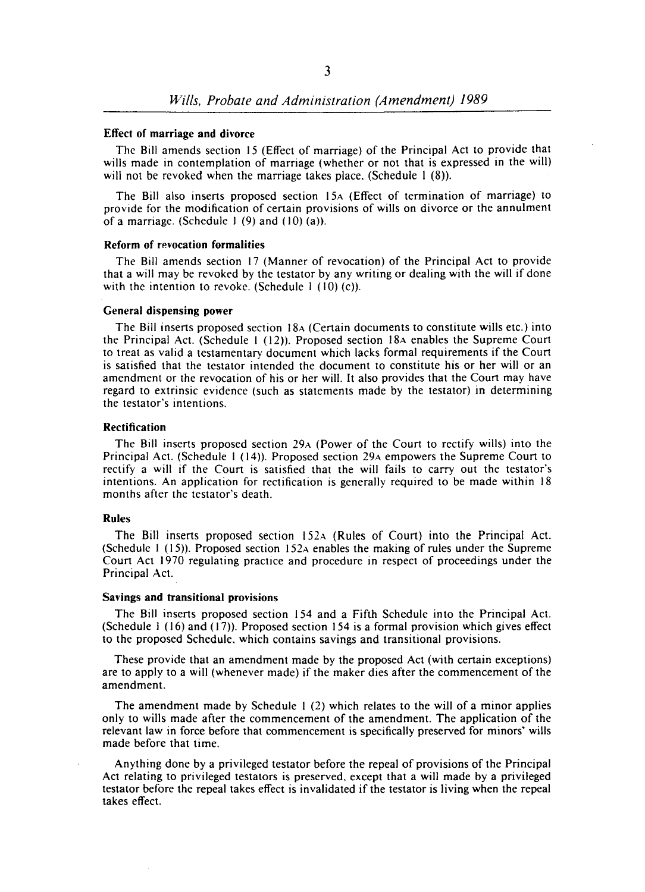#### Effect of marriage and divorce

The Bill amends section 15 (Effect of marriage) of the Principal Act to provide that wills made in contemplation of marriage (whether or not that is expressed in the will) will not be revoked when the marriage takes place. (Schedule 1 (8)).

The Bill also inserts proposed section 15A (Effect of termination of marriage) to provide for the modification of certain provisions of wills on divorce or the annulment of a marriage. (Schedule 1 (9) and (10) (a)).

#### Reform of revocation formalities

The Bill amends section 17 (Manner of revocation) of the Principal Act to provide that a will may be revoked by the testator by any writing or dealing with the will if done with the intention to revoke. (Schedule 1 (10) (c)).

#### General dispensing power

The Bill inserts proposed section 18A (Certain documents to constitute wills etc.) into the Principal Act. (Schedule 1 (12)). Proposed section 18A enables the Supreme Court to treat as valid a testamentary document which lacks formal requirements if the Court is satisfied that the testator intended the document to constitute his or her will or an amendment or the revocation of his or her will. It also provides that the Court may have regard to extrinsic evidence (such as statements made by the testator) in determining the testator's intentions.

#### Rectification

The Bill inserts proposed section 29A (Power of the Court to rectify wills) into the Principal Act. (Schedule 1 (14)). Proposed section 29A empowers the Supreme Court to rectify a will if the Court is satisfied that the will fails to carry out the testator's intentions. An application for rectification is generally required to be made within 18 months after the testator's death.

#### Rules

The Bill inserts proposed section 152A (Rules of Court) into the Principal Act. (Schedule 1 (15)). Proposed section 152A enables the making of rules under the Supreme Court Act 1970 regulating practice and procedure in respect of proceedings under the Principal Act.

#### Savings and transitional provisions

The Bill inserts proposed section 154 and a Fifth Schedule into the Principal Act. (Schedule 1 (16) and (17)). Proposed section 154 is a formal provision which gives effect to the proposed Schedule, which contains savings and transitional provisions.

These provide that an amendment made by the proposed Act (with certain exceptions) are to apply to a will (whenever made) if the maker dies after the commencement of the amendment.

The amendment made by Schedule 1 (2) which relates to the will of a minor applies only to wills made after the commencement of the amendment. The application of the relevant law in force before that commencement is specifically preserved for minors' wills made before that time.

Anything done by a privileged testator before the repeal of provisions of the Principal Act relating to privileged testators is preserved, except that a will made by a privileged testator before the repeal takes effect is invalidated if the testator is living when the repeal takes effect.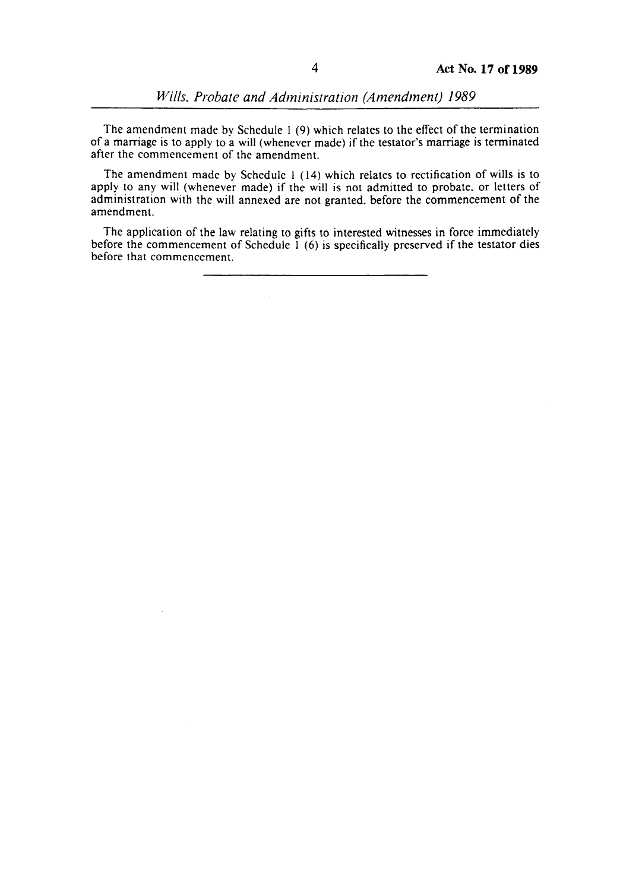The amendment made by Schedule 1 (9) which relates to the effect of the termination of a marriage is to apply to a will (whenever made) if the testator's marriage is terminated after the commencement of the amendment.

The amendment made by Schedule 1 (14) which relates to rectification of wills is to apply to any will (whenever made) if the will is not admitted to probate, or letters of administration with the will annexed are not granted, before the commencement of the amendment.

The application of the law relating to gifts to interested witnesses in force immediately before the commencement of Schedule 1 (6) is specifically preserved if the testator dies before that commencement.